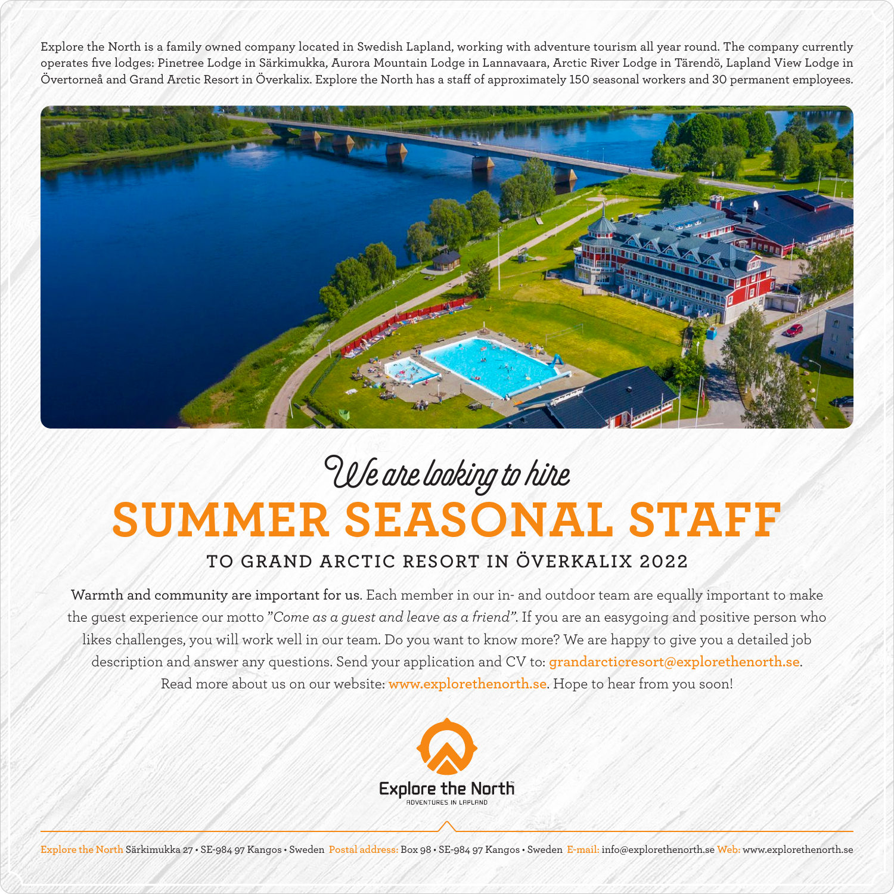Explore the North is a family owned company located in Swedish Lapland, working with adventure tourism all year round. The company currently operates five lodges: Pinetree Lodge in Särkimukka, Aurora Mountain Lodge in Lannavaara, Arctic River Lodge in Tärendö, Lapland View Lodge in Övertorneå and Grand Arctic Resort in Överkalix. Explore the North has a staff of approximately 150 seasonal workers and 30 permanent employees.

*We are looking to hire*

# SUMMER SEASONAL STAFF

## TO GRAND ARCTIC RESORT IN ÖVERKALIX 2022

**Warmth and community are important for us.** Each member in our in- and outdoor team are equally important to make the guest experience our motto *"Come as a guest and leave as a friend"*. If you are an easygoing and positive person who likes challenges, you will work well in our team. Do you want to know more? We are happy to give you a detailed job description and answer any questions. Send your application and CV to: **grandarcticresort@explorethenorth.se**. Read more about us on our website: **www.explorethenorth.se**. Hope to hear from you soon!

Explore the North™
ADVENTURES IN LAPLAND

Explore the North Särkimukka 27 • SE-984 97 Kangos • Sweden Postal address: Box 98 • SE-984 97 Kangos • Sweden E-mail: info@explorethenorth.se Web: www.explorethenorth.se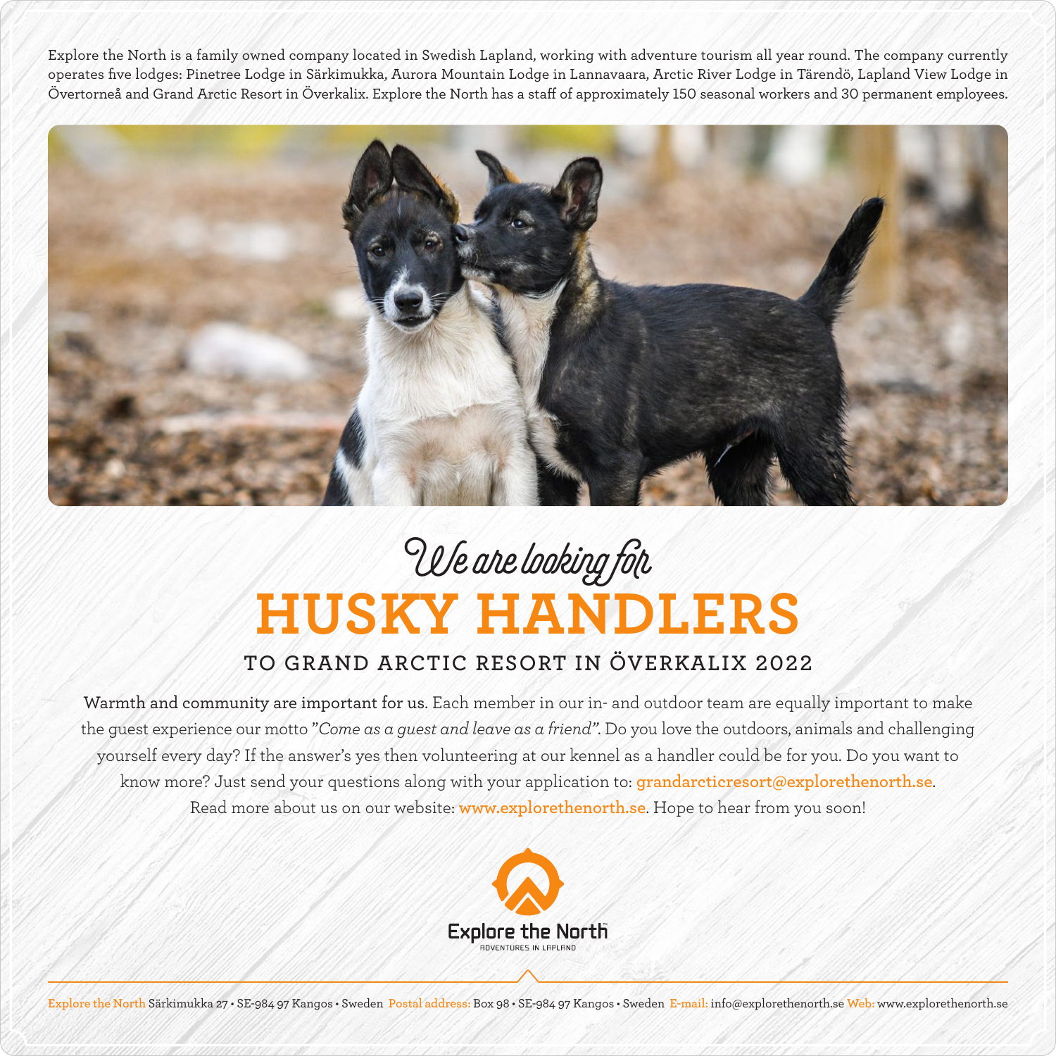Explore the North is a family owned company located in Swedish Lapland, working with adventure tourism all year round. The company currently operates five lodges: Pinetree Lodge in Särkimukka, Aurora Mountain Lodge in Lannavaara, Arctic River Lodge in Tärendö, Lapland View Lodge in Övertorneå and Grand Arctic Resort in Överkalix. Explore the North has a staff of approximately 150 seasonal workers and 30 permanent employees.

*We are looking for*

# HUSKY HANDLERS

## TO GRAND ARCTIC RESORT IN ÖVERKALIX 2022

**Warmth and community are important for us.** Each member in our in- and outdoor team are equally important to make the guest experience our motto *"Come as a guest and leave as a friend"*. Do you love the outdoors, animals and challenging yourself every day? If the answer's yes then volunteering at our kennel as a handler could be for you. Do you want to know more? Just send your questions along with your application to: **grandarcticresort@explorethenorth.se**. Read more about us on our website: **www.explorethenorth.se**. Hope to hear from you soon!

Explore the North
ADVENTURES IN LAPLAND

Explore the North Särkimukka 27 • SE-984 97 Kangos • Sweden Postal address: Box 98 • SE-984 97 Kangos • Sweden E-mail: info@explorethenorth.se Web: www.explorethenorth.se